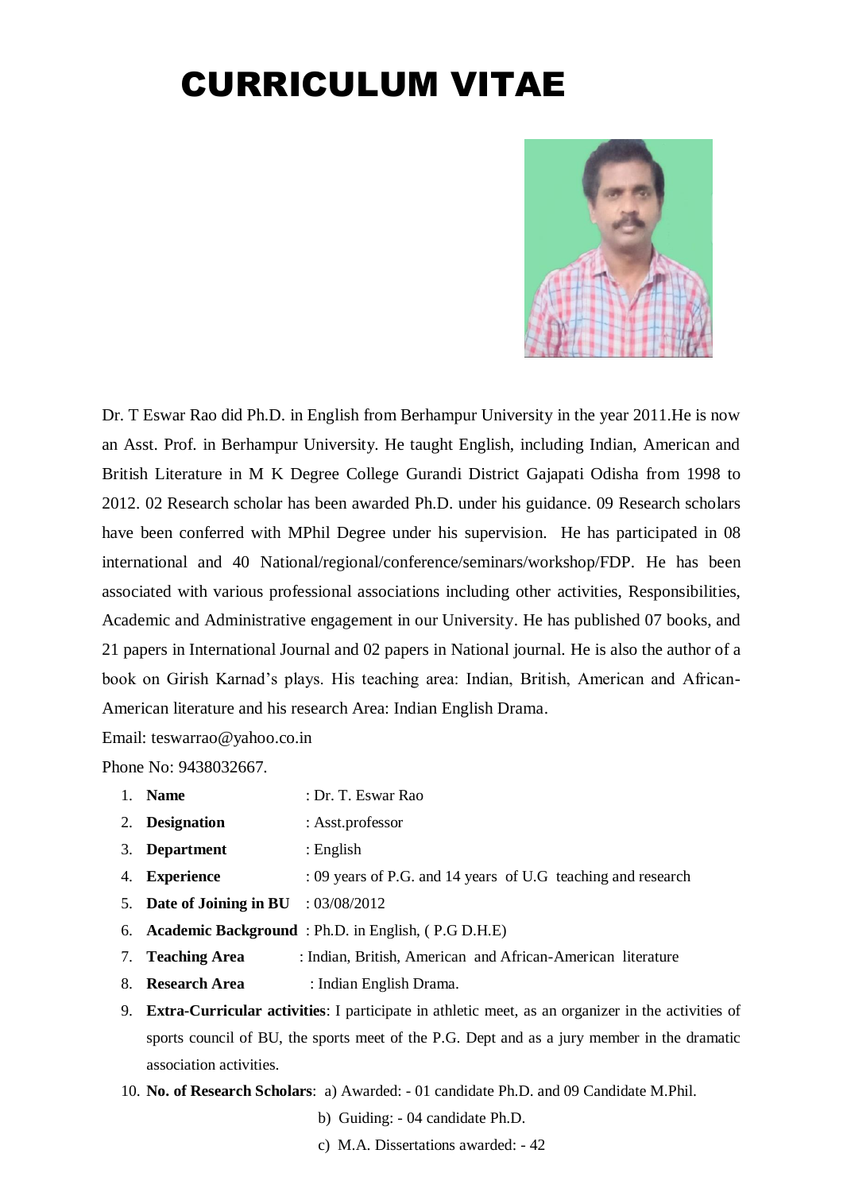# CURRICULUM VITAE

Dr. T Eswar Rao did Ph.D. in English from Berhampur University in the year 2011.He is now an Asst. Prof. in Berhampur University. He taught English, including Indian, American and British Literature in M K Degree College Gurandi District Gajapati Odisha from 1998 to 2012. 02 Research scholar has been awarded Ph.D. under his guidance. 09 Research scholars have been conferred with MPhil Degree under his supervision. He has participated in 08 international and 40 National/regional/conference/seminars/workshop/FDP. He has been associated with various professional associations including other activities, Responsibilities, Academic and Administrative engagement in our University. He has published 07 books, and 21 papers in International Journal and 02 papers in National journal. He is also the author of a book on Girish Karnad's plays. His teaching area: Indian, British, American and African-American literature and his research Area: Indian English Drama.

Email: teswarrao@yahoo.co.in

Phone No: 9438032667.

1. **Name** : Dr. T. Eswar Rao
2. **Designation** : Asst.professor
3. **Department** : English
4. **Experience** : 09 years of P.G. and 14 years of U.G teaching and research
5. **Date of Joining in BU** : 03/08/2012
6. **Academic Background** : Ph.D. in English, ( P.G D.H.E)
7. **Teaching Area** : Indian, British, American and African-American literature
8. **Research Area** : Indian English Drama.
9. **Extra-Curricular activities**: I participate in athletic meet, as an organizer in the activities of sports council of BU, the sports meet of the P.G. Dept and as a jury member in the dramatic association activities.
10. **No. of Research Scholars**: a) Awarded: - 01 candidate Ph.D. and 09 Candidate M.Phil.

    b) Guiding: - 04 candidate Ph.D.

    c) M.A. Dissertations awarded: - 42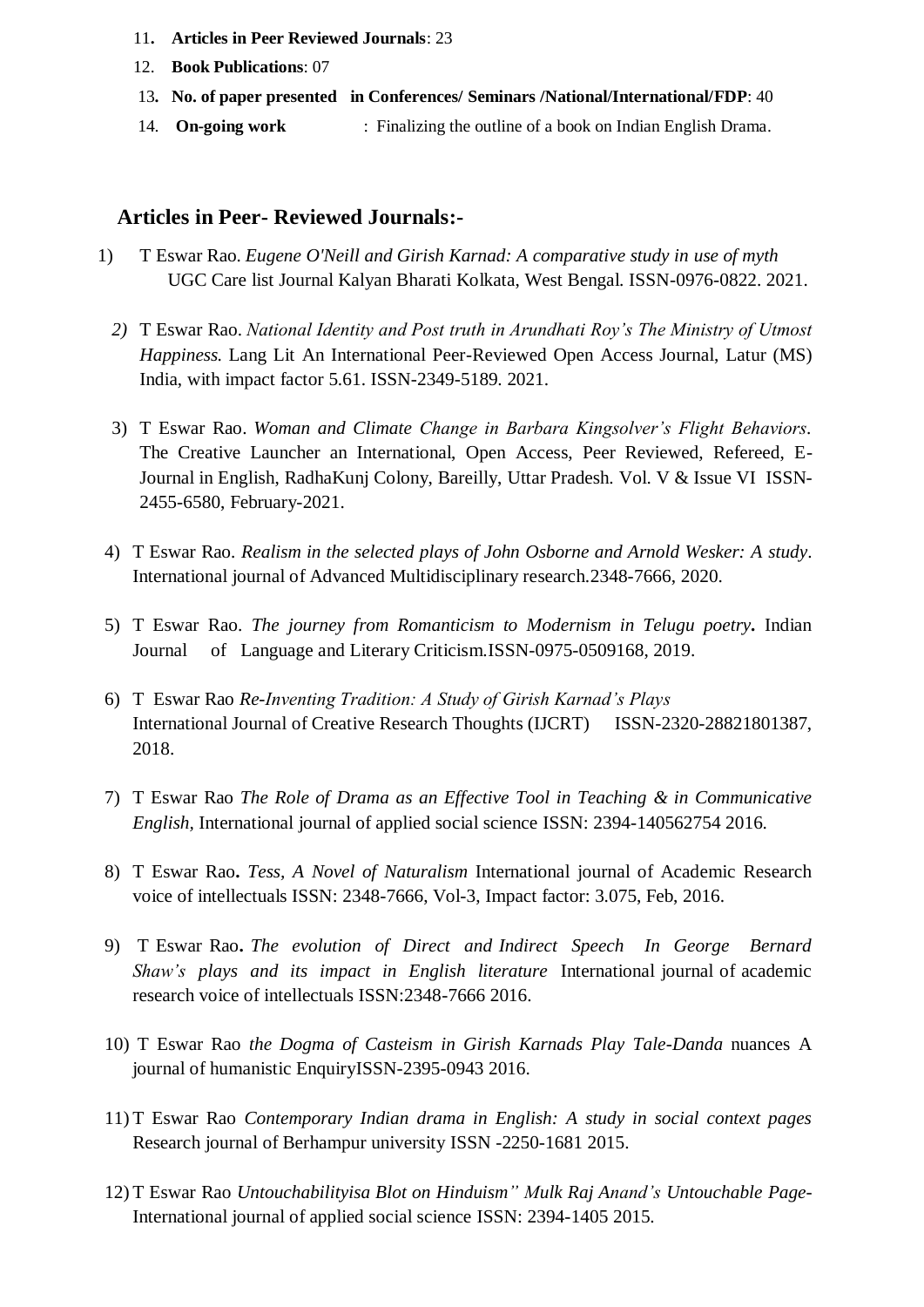11. **Articles in Peer Reviewed Journals**: 23
12. **Book Publications**: 07
13. **No. of paper presented in Conferences/ Seminars /National/International/FDP**: 40
14. **On-going work** : Finalizing the outline of a book on Indian English Drama.

## Articles in Peer- Reviewed Journals:-

1) T Eswar Rao. *Eugene O'Neill and Girish Karnad: A comparative study in use of myth* UGC Care list Journal Kalyan Bharati Kolkata, West Bengal. ISSN-0976-0822. 2021.

2) T Eswar Rao. *National Identity and Post truth in Arundhati Roy's The Ministry of Utmost Happiness.* Lang Lit An International Peer-Reviewed Open Access Journal, Latur (MS) India, with impact factor 5.61. ISSN-2349-5189. 2021.

3) T Eswar Rao. *Woman and Climate Change in Barbara Kingsolver's Flight Behaviors*. The Creative Launcher an International, Open Access, Peer Reviewed, Refereed, E-Journal in English, RadhaKunj Colony, Bareilly, Uttar Pradesh. Vol. V & Issue VI ISSN-2455-6580, February-2021.

4) T Eswar Rao. *Realism in the selected plays of John Osborne and Arnold Wesker: A study*. International journal of Advanced Multidisciplinary research.2348-7666, 2020.

5) T Eswar Rao. *The journey from Romanticism to Modernism in Telugu poetry***.** Indian Journal of Language and Literary Criticism.ISSN-0975-0509168, 2019.

6) T Eswar Rao *Re-Inventing Tradition: A Study of Girish Karnad's Plays* International Journal of Creative Research Thoughts (IJCRT) ISSN-2320-28821801387, 2018.

7) T Eswar Rao *The Role of Drama as an Effective Tool in Teaching & in Communicative English,* International journal of applied social science ISSN: 2394-140562754 2016.

8) T Eswar Rao**.** *Tess, A Novel of Naturalism* International journal of Academic Research voice of intellectuals ISSN: 2348-7666, Vol-3, Impact factor: 3.075, Feb, 2016.

9) T Eswar Rao**.** *The evolution of Direct and Indirect Speech In George Bernard Shaw's plays and its impact in English literature* International journal of academic research voice of intellectuals ISSN:2348-7666 2016.

10) T Eswar Rao *the Dogma of Casteism in Girish Karnads Play Tale-Danda* nuances A journal of humanistic EnquiryISSN-2395-0943 2016.

11) T Eswar Rao *Contemporary Indian drama in English: A study in social context pages* Research journal of Berhampur university ISSN -2250-1681 2015.

12) T Eswar Rao *Untouchabilityisa Blot on Hinduism" Mulk Raj Anand's Untouchable Page-* International journal of applied social science ISSN: 2394-1405 2015.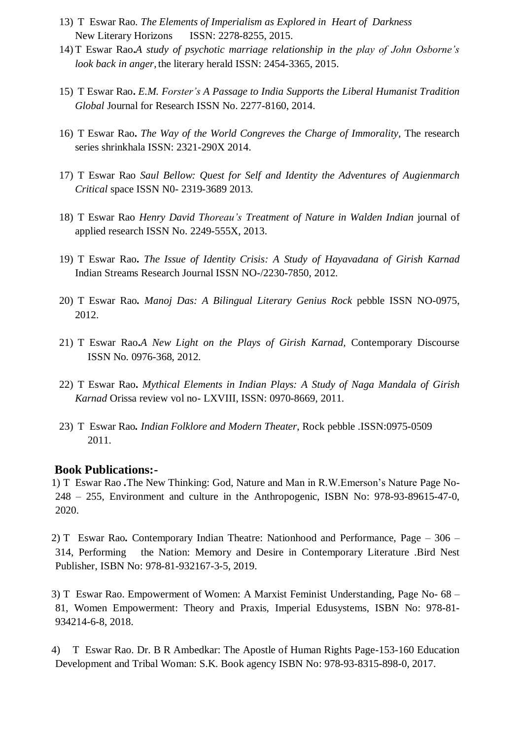13) T Eswar Rao. *The Elements of Imperialism as Explored in Heart of Darkness* New Literary Horizons ISSN: 2278-8255, 2015.

14) T Eswar Rao**.** *A study of psychotic marriage relationship in the play of John Osborne's look back in anger,* the literary herald ISSN: 2454-3365, 2015.

15) T Eswar Rao**.** *E.M. Forster's A Passage to India Supports the Liberal Humanist Tradition Global* Journal for Research ISSN No. 2277-8160, 2014.

16) T Eswar Rao**.** *The Way of the World Congreves the Charge of Immorality,* The research series shrinkhala ISSN: 2321-290X 2014.

17) T Eswar Rao *Saul Bellow: Quest for Self and Identity the Adventures of Augienmarch Critical* space ISSN N0- 2319-3689 2013.

18) T Eswar Rao *Henry David Thoreau's Treatment of Nature in Walden Indian* journal of applied research ISSN No. 2249-555X, 2013.

19) T Eswar Rao**.** *The Issue of Identity Crisis: A Study of Hayavadana of Girish Karnad* Indian Streams Research Journal ISSN NO-/2230-7850, 2012.

20) T Eswar Rao**.** *Manoj Das: A Bilingual Literary Genius Rock* pebble ISSN NO-0975, 2012.

21) T Eswar Rao**.** *A New Light on the Plays of Girish Karnad,* Contemporary Discourse ISSN No. 0976-368, 2012.

22) T Eswar Rao**.** *Mythical Elements in Indian Plays: A Study of Naga Mandala of Girish Karnad* Orissa review vol no- LXVIII, ISSN: 0970-8669, 2011.

23) T Eswar Rao**.** *Indian Folklore and Modern Theater,* Rock pebble .ISSN:0975-0509 2011.

**Book Publications:-**

1) T Eswar Rao **.** The New Thinking: God, Nature and Man in R.W.Emerson's Nature Page No- 248 – 255, Environment and culture in the Anthropogenic, ISBN No: 978-93-89615-47-0, 2020.

2) T Eswar Rao**.** Contemporary Indian Theatre: Nationhood and Performance, Page – 306 – 314, Performing the Nation: Memory and Desire in Contemporary Literature .Bird Nest Publisher, ISBN No: 978-81-932167-3-5, 2019.

3) T Eswar Rao. Empowerment of Women: A Marxist Feminist Understanding, Page No- 68 – 81, Women Empowerment: Theory and Praxis, Imperial Edusystems, ISBN No: 978-81-934214-6-8, 2018.

4) T Eswar Rao. Dr. B R Ambedkar: The Apostle of Human Rights Page-153-160 Education Development and Tribal Woman: S.K. Book agency ISBN No: 978-93-8315-898-0, 2017.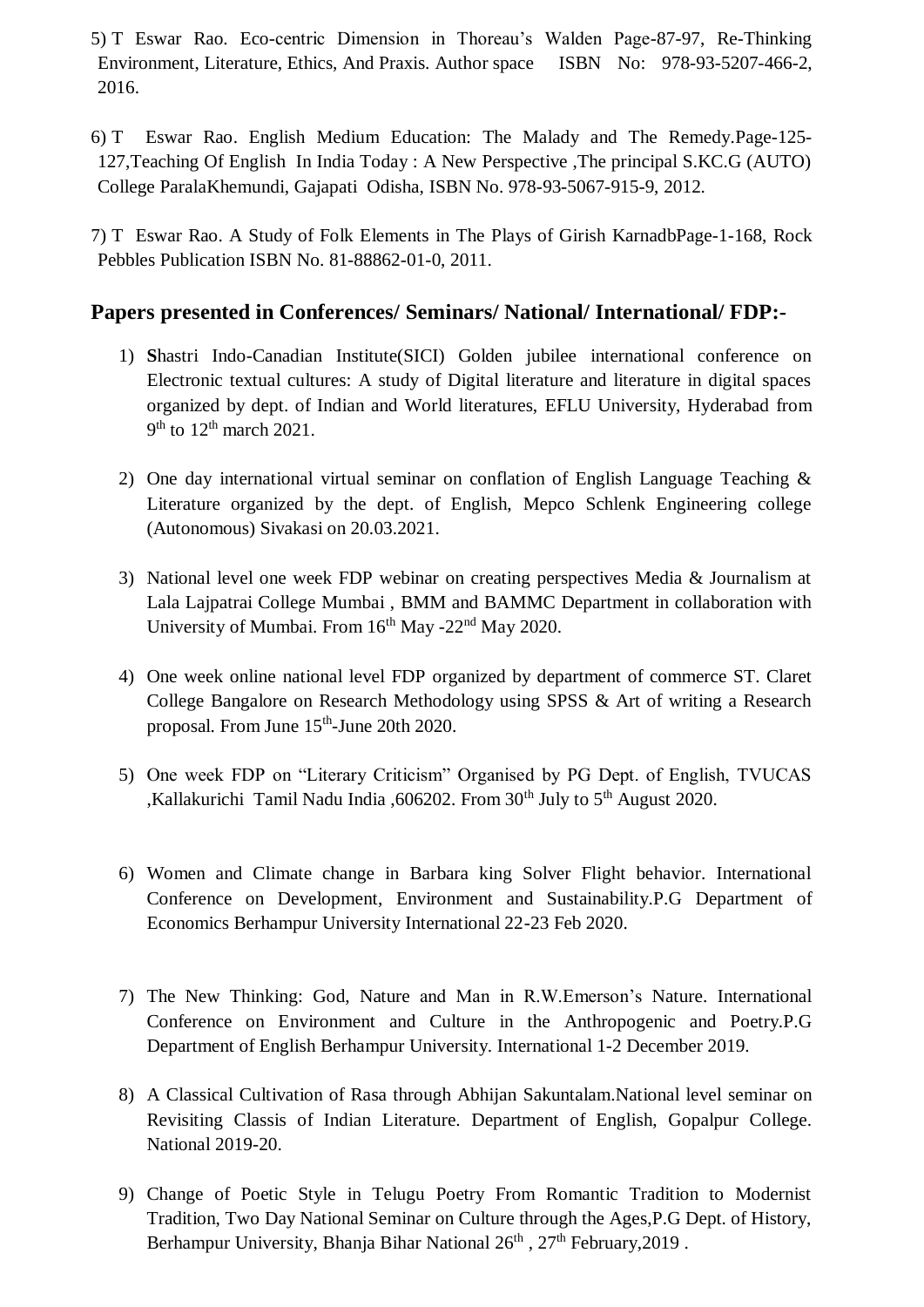5) T Eswar Rao. Eco-centric Dimension in Thoreau's Walden Page-87-97, Re-Thinking Environment, Literature, Ethics, And Praxis. Author space ISBN No: 978-93-5207-466-2, 2016.

6) T Eswar Rao. English Medium Education: The Malady and The Remedy.Page-125-127,Teaching Of English In India Today : A New Perspective ,The principal S.KC.G (AUTO) College ParalaKhemundi, Gajapati Odisha, ISBN No. 978-93-5067-915-9, 2012.

7) T Eswar Rao. A Study of Folk Elements in The Plays of Girish KarnadbPage-1-168, Rock Pebbles Publication ISBN No. 81-88862-01-0, 2011.

## Papers presented in Conferences/ Seminars/ National/ International/ FDP:-

1) **S**hastri Indo-Canadian Institute(SICI) Golden jubilee international conference on Electronic textual cultures: A study of Digital literature and literature in digital spaces organized by dept. of Indian and World literatures, EFLU University, Hyderabad from 9th to 12th march 2021.

2) One day international virtual seminar on conflation of English Language Teaching & Literature organized by the dept. of English, Mepco Schlenk Engineering college (Autonomous) Sivakasi on 20.03.2021.

3) National level one week FDP webinar on creating perspectives Media & Journalism at Lala Lajpatrai College Mumbai , BMM and BAMMC Department in collaboration with University of Mumbai. From 16th May -22nd May 2020.

4) One week online national level FDP organized by department of commerce ST. Claret College Bangalore on Research Methodology using SPSS & Art of writing a Research proposal. From June 15th-June 20th 2020.

5) One week FDP on "Literary Criticism" Organised by PG Dept. of English, TVUCAS ,Kallakurichi Tamil Nadu India ,606202. From 30th July to 5th August 2020.

6) Women and Climate change in Barbara king Solver Flight behavior. International Conference on Development, Environment and Sustainability.P.G Department of Economics Berhampur University International 22-23 Feb 2020.

7) The New Thinking: God, Nature and Man in R.W.Emerson's Nature. International Conference on Environment and Culture in the Anthropogenic and Poetry.P.G Department of English Berhampur University. International 1-2 December 2019.

8) A Classical Cultivation of Rasa through Abhijan Sakuntalam.National level seminar on Revisiting Classis of Indian Literature. Department of English, Gopalpur College. National 2019-20.

9) Change of Poetic Style in Telugu Poetry From Romantic Tradition to Modernist Tradition, Two Day National Seminar on Culture through the Ages,P.G Dept. of History, Berhampur University, Bhanja Bihar National 26th , 27th February,2019 .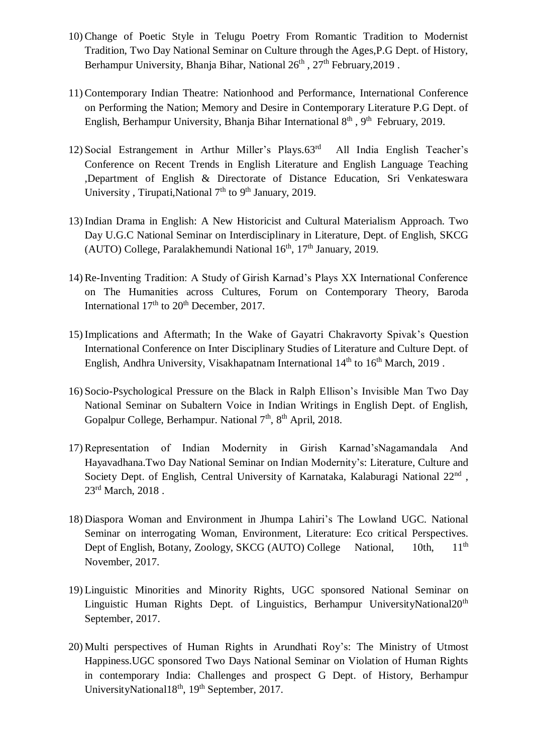10) Change of Poetic Style in Telugu Poetry From Romantic Tradition to Modernist Tradition, Two Day National Seminar on Culture through the Ages,P.G Dept. of History, Berhampur University, Bhanja Bihar, National 26th , 27th February,2019 .

11) Contemporary Indian Theatre: Nationhood and Performance, International Conference on Performing the Nation; Memory and Desire in Contemporary Literature P.G Dept. of English, Berhampur University, Bhanja Bihar International 8th , 9th February, 2019.

12) Social Estrangement in Arthur Miller's Plays.63rd All India English Teacher's Conference on Recent Trends in English Literature and English Language Teaching ,Department of English & Directorate of Distance Education, Sri Venkateswara University , Tirupati,National 7th to 9th January, 2019.

13) Indian Drama in English: A New Historicist and Cultural Materialism Approach. Two Day U.G.C National Seminar on Interdisciplinary in Literature, Dept. of English, SKCG (AUTO) College, Paralakhemundi National 16th, 17th January, 2019.

14) Re-Inventing Tradition: A Study of Girish Karnad's Plays XX International Conference on The Humanities across Cultures, Forum on Contemporary Theory, Baroda International 17th to 20th December, 2017.

15) Implications and Aftermath; In the Wake of Gayatri Chakravorty Spivak's Question International Conference on Inter Disciplinary Studies of Literature and Culture Dept. of English, Andhra University, Visakhapatnam International 14th to 16th March, 2019 .

16) Socio-Psychological Pressure on the Black in Ralph Ellison's Invisible Man Two Day National Seminar on Subaltern Voice in Indian Writings in English Dept. of English, Gopalpur College, Berhampur. National 7th, 8th April, 2018.

17) Representation of Indian Modernity in Girish Karnad'sNagamandala And Hayavadhana.Two Day National Seminar on Indian Modernity's: Literature, Culture and Society Dept. of English, Central University of Karnataka, Kalaburagi National 22nd , 23rd March, 2018 .

18) Diaspora Woman and Environment in Jhumpa Lahiri's The Lowland UGC. National Seminar on interrogating Woman, Environment, Literature: Eco critical Perspectives. Dept of English, Botany, Zoology, SKCG (AUTO) College National, 10th, 11th November, 2017.

19) Linguistic Minorities and Minority Rights, UGC sponsored National Seminar on Linguistic Human Rights Dept. of Linguistics, Berhampur UniversityNational20th September, 2017.

20) Multi perspectives of Human Rights in Arundhati Roy's: The Ministry of Utmost Happiness.UGC sponsored Two Days National Seminar on Violation of Human Rights in contemporary India: Challenges and prospect G Dept. of History, Berhampur UniversityNational18th, 19th September, 2017.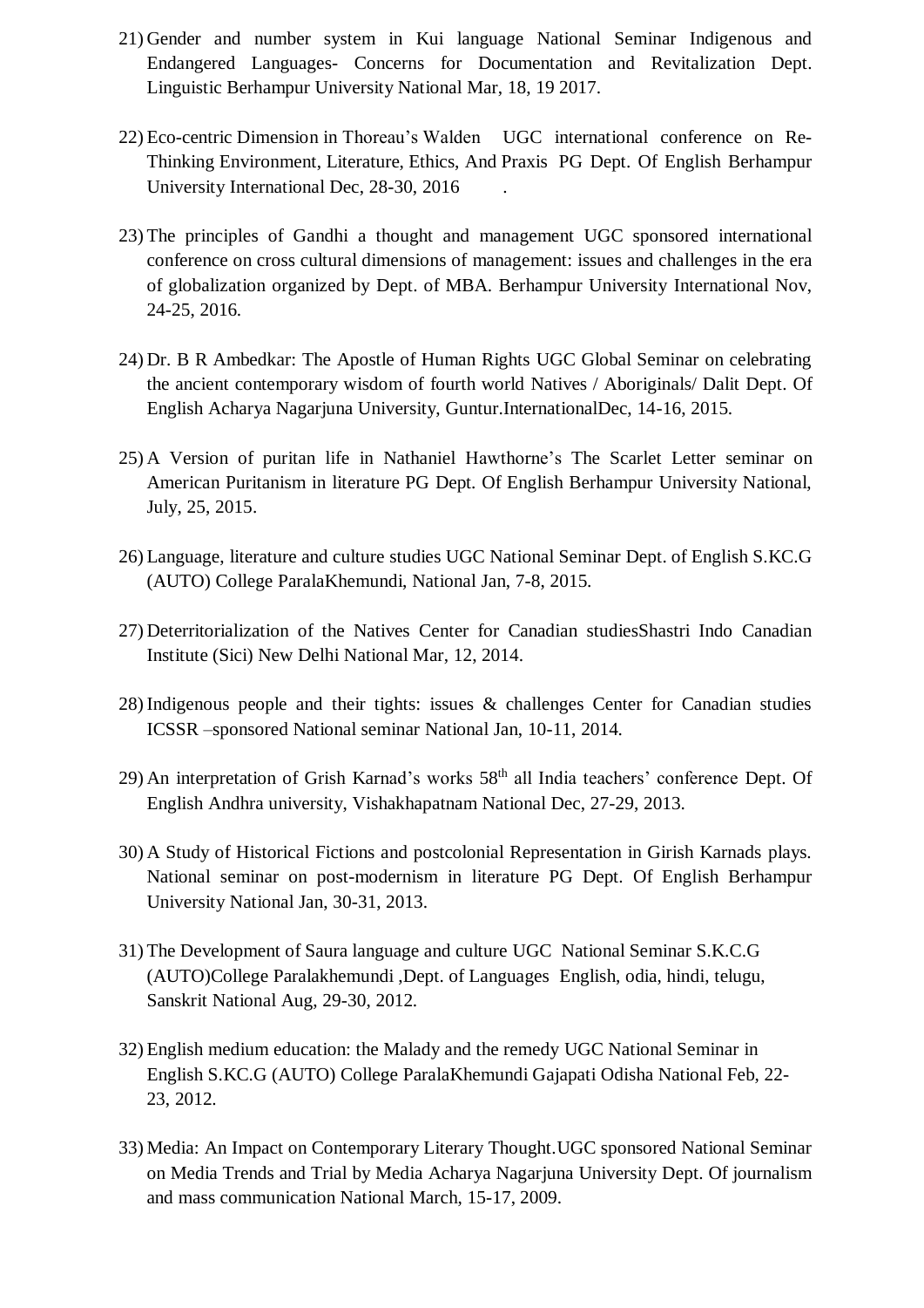21) Gender and number system in Kui language National Seminar Indigenous and Endangered Languages- Concerns for Documentation and Revitalization Dept. Linguistic Berhampur University National Mar, 18, 19 2017.

22) Eco-centric Dimension in Thoreau's Walden UGC international conference on Re-Thinking Environment, Literature, Ethics, And Praxis PG Dept. Of English Berhampur University International Dec, 28-30, 2016 .

23) The principles of Gandhi a thought and management UGC sponsored international conference on cross cultural dimensions of management: issues and challenges in the era of globalization organized by Dept. of MBA. Berhampur University International Nov, 24-25, 2016.

24) Dr. B R Ambedkar: The Apostle of Human Rights UGC Global Seminar on celebrating the ancient contemporary wisdom of fourth world Natives / Aboriginals/ Dalit Dept. Of English Acharya Nagarjuna University, Guntur.InternationalDec, 14-16, 2015.

25) A Version of puritan life in Nathaniel Hawthorne's The Scarlet Letter seminar on American Puritanism in literature PG Dept. Of English Berhampur University National, July, 25, 2015.

26) Language, literature and culture studies UGC National Seminar Dept. of English S.KC.G (AUTO) College ParalaKhemundi, National Jan, 7-8, 2015.

27) Deterritorialization of the Natives Center for Canadian studiesShastri Indo Canadian Institute (Sici) New Delhi National Mar, 12, 2014.

28) Indigenous people and their tights: issues & challenges Center for Canadian studies ICSSR –sponsored National seminar National Jan, 10-11, 2014.

29) An interpretation of Grish Karnad's works 58th all India teachers' conference Dept. Of English Andhra university, Vishakhapatnam National Dec, 27-29, 2013.

30) A Study of Historical Fictions and postcolonial Representation in Girish Karnads plays. National seminar on post-modernism in literature PG Dept. Of English Berhampur University National Jan, 30-31, 2013.

31) The Development of Saura language and culture UGC National Seminar S.K.C.G (AUTO)College Paralakhemundi ,Dept. of Languages English, odia, hindi, telugu, Sanskrit National Aug, 29-30, 2012.

32) English medium education: the Malady and the remedy UGC National Seminar in English S.KC.G (AUTO) College ParalaKhemundi Gajapati Odisha National Feb, 22-23, 2012.

33) Media: An Impact on Contemporary Literary Thought.UGC sponsored National Seminar on Media Trends and Trial by Media Acharya Nagarjuna University Dept. Of journalism and mass communication National March, 15-17, 2009.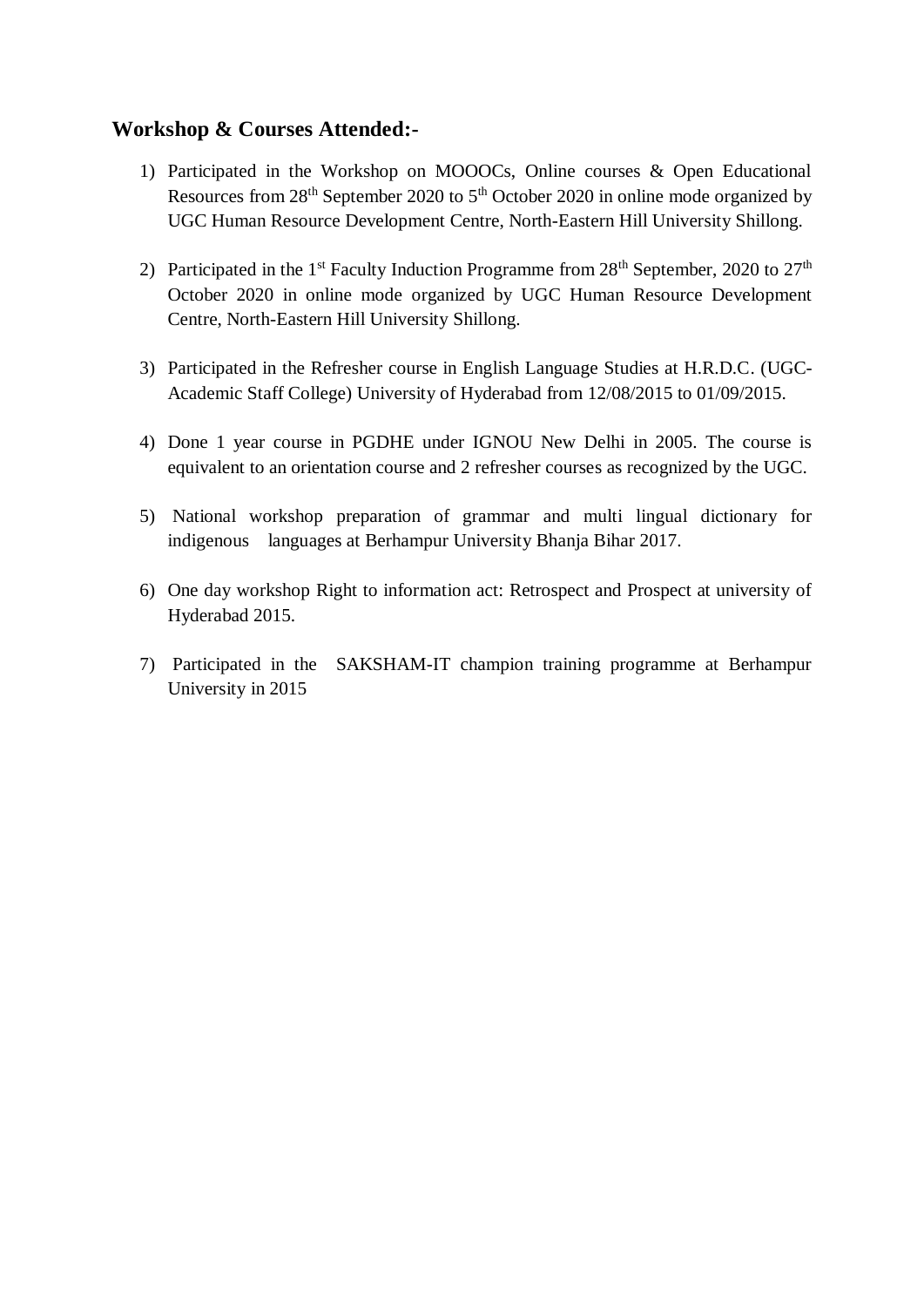## Workshop & Courses Attended:-

1) Participated in the Workshop on MOOOCs, Online courses & Open Educational Resources from $28^{th}$ September 2020 to $5^{th}$ October 2020 in online mode organized by UGC Human Resource Development Centre, North-Eastern Hill University Shillong.

2) Participated in the $1^{st}$ Faculty Induction Programme from $28^{th}$ September, 2020 to $27^{th}$ October 2020 in online mode organized by UGC Human Resource Development Centre, North-Eastern Hill University Shillong.

3) Participated in the Refresher course in English Language Studies at H.R.D.C. (UGC-Academic Staff College) University of Hyderabad from 12/08/2015 to 01/09/2015.

4) Done 1 year course in PGDHE under IGNOU New Delhi in 2005. The course is equivalent to an orientation course and 2 refresher courses as recognized by the UGC.

5) National workshop preparation of grammar and multi lingual dictionary for indigenous languages at Berhampur University Bhanja Bihar 2017.

6) One day workshop Right to information act: Retrospect and Prospect at university of Hyderabad 2015.

7) Participated in the SAKSHAM-IT champion training programme at Berhampur University in 2015